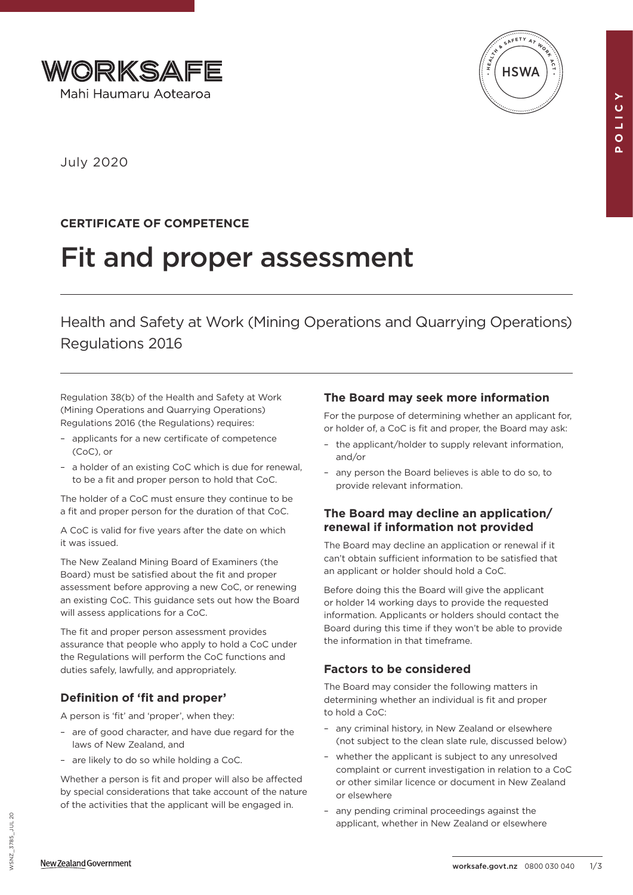WORKSAFE

Mahi Haumaru Aotearoa

July 2020

**CERTIFICATE OF COMPETENCE**

# Fit and proper assessment

## Health and Safety at Work (Mining Operations and Quarrying Operations) Regulations 2016

Regulation 38(b) of the Health and Safety at Work (Mining Operations and Quarrying Operations) Regulations 2016 (the Regulations) requires:

- applicants for a new certificate of competence (CoC), or
- a holder of an existing CoC which is due for renewal, to be a fit and proper person to hold that CoC.

The holder of a CoC must ensure they continue to be a fit and proper person for the duration of that CoC.

A CoC is valid for five years after the date on which it was issued.

The New Zealand Mining Board of Examiners (the Board) must be satisfied about the fit and proper assessment before approving a new CoC, or renewing an existing CoC. This guidance sets out how the Board will assess applications for a CoC.

The fit and proper person assessment provides assurance that people who apply to hold a CoC under the Regulations will perform the CoC functions and duties safely, lawfully, and appropriately.

### Definition of 'fit and proper'

A person is 'fit' and 'proper', when they:

- are of good character, and have due regard for the laws of New Zealand, and
- are likely to do so while holding a CoC.

Whether a person is fit and proper will also be affected by special considerations that take account of the nature of the activities that the applicant will be engaged in.

### The Board may seek more information

For the purpose of determining whether an applicant for, or holder of, a CoC is fit and proper, the Board may ask:

- the applicant/holder to supply relevant information, and/or
- any person the Board believes is able to do so, to provide relevant information.

### The Board may decline an application/renewal if information not provided

The Board may decline an application or renewal if it can't obtain sufficient information to be satisfied that an applicant or holder should hold a CoC.

Before doing this the Board will give the applicant or holder 14 working days to provide the requested information. Applicants or holders should contact the Board during this time if they won't be able to provide the information in that timeframe.

### Factors to be considered

The Board may consider the following matters in determining whether an individual is fit and proper to hold a CoC:

- any criminal history, in New Zealand or elsewhere (not subject to the clean slate rule, discussed below)
- whether the applicant is subject to any unresolved complaint or current investigation in relation to a CoC or other similar licence or document in New Zealand or elsewhere
- any pending criminal proceedings against the applicant, whether in New Zealand or elsewhere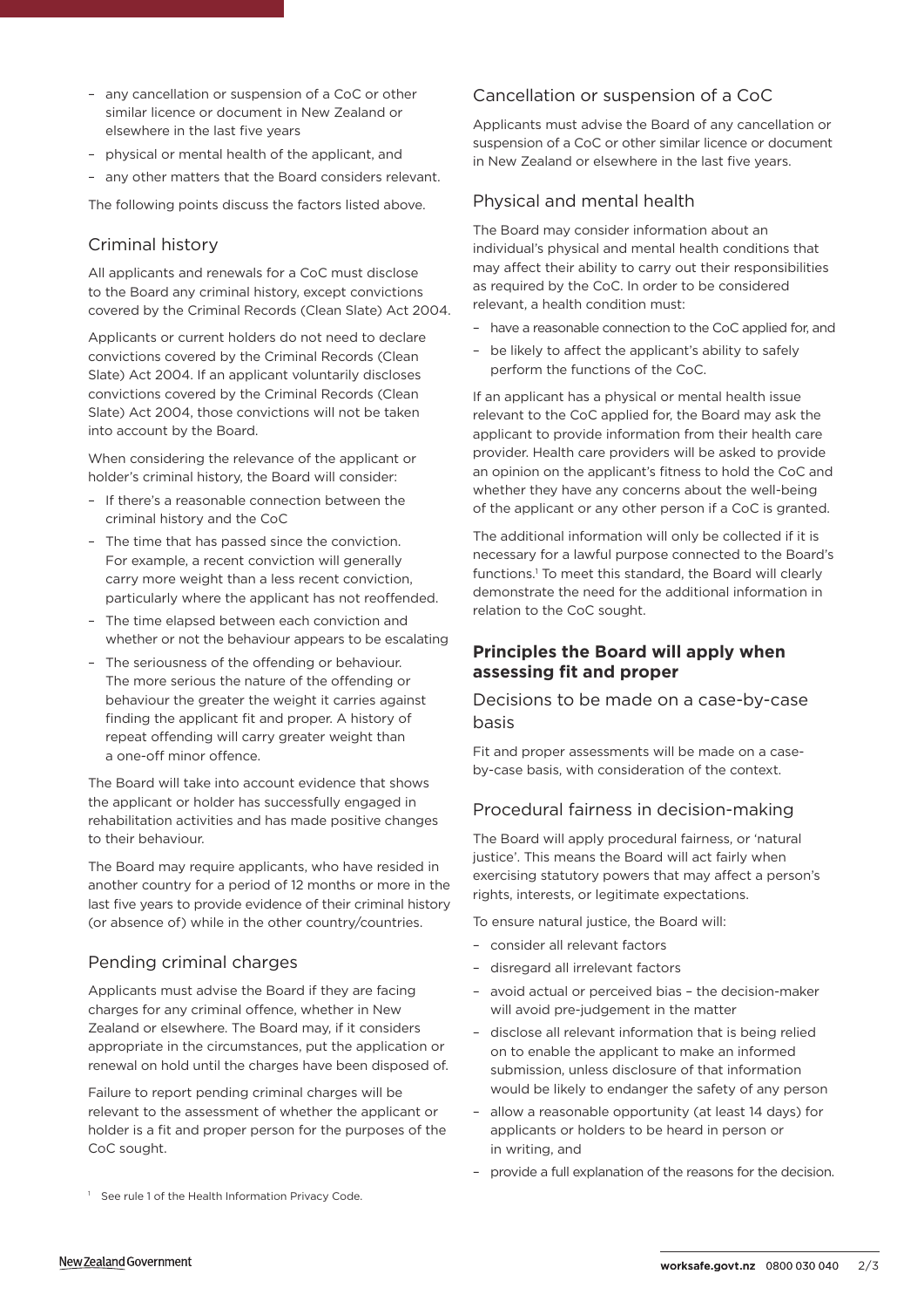- any cancellation or suspension of a CoC or other similar licence or document in New Zealand or elsewhere in the last five years
- physical or mental health of the applicant, and
- any other matters that the Board considers relevant.

The following points discuss the factors listed above.

### Criminal history

All applicants and renewals for a CoC must disclose to the Board any criminal history, except convictions covered by the Criminal Records (Clean Slate) Act 2004.

Applicants or current holders do not need to declare convictions covered by the Criminal Records (Clean Slate) Act 2004. If an applicant voluntarily discloses convictions covered by the Criminal Records (Clean Slate) Act 2004, those convictions will not be taken into account by the Board.

When considering the relevance of the applicant or holder's criminal history, the Board will consider:

- If there's a reasonable connection between the criminal history and the CoC
- The time that has passed since the conviction. For example, a recent conviction will generally carry more weight than a less recent conviction, particularly where the applicant has not reoffended.
- The time elapsed between each conviction and whether or not the behaviour appears to be escalating
- The seriousness of the offending or behaviour. The more serious the nature of the offending or behaviour the greater the weight it carries against finding the applicant fit and proper. A history of repeat offending will carry greater weight than a one-off minor offence.

The Board will take into account evidence that shows the applicant or holder has successfully engaged in rehabilitation activities and has made positive changes to their behaviour.

The Board may require applicants, who have resided in another country for a period of 12 months or more in the last five years to provide evidence of their criminal history (or absence of) while in the other country/countries.

### Pending criminal charges

Applicants must advise the Board if they are facing charges for any criminal offence, whether in New Zealand or elsewhere. The Board may, if it considers appropriate in the circumstances, put the application or renewal on hold until the charges have been disposed of.

Failure to report pending criminal charges will be relevant to the assessment of whether the applicant or holder is a fit and proper person for the purposes of the CoC sought.

### Cancellation or suspension of a CoC

Applicants must advise the Board of any cancellation or suspension of a CoC or other similar licence or document in New Zealand or elsewhere in the last five years.

### Physical and mental health

The Board may consider information about an individual's physical and mental health conditions that may affect their ability to carry out their responsibilities as required by the CoC. In order to be considered relevant, a health condition must:

- have a reasonable connection to the CoC applied for, and
- be likely to affect the applicant's ability to safely perform the functions of the CoC.

If an applicant has a physical or mental health issue relevant to the CoC applied for, the Board may ask the applicant to provide information from their health care provider. Health care providers will be asked to provide an opinion on the applicant's fitness to hold the CoC and whether they have any concerns about the well-being of the applicant or any other person if a CoC is granted.

The additional information will only be collected if it is necessary for a lawful purpose connected to the Board's functions.[1] To meet this standard, the Board will clearly demonstrate the need for the additional information in relation to the CoC sought.

## Principles the Board will apply when assessing fit and proper

### Decisions to be made on a case-by-case basis

Fit and proper assessments will be made on a case-by-case basis, with consideration of the context.

### Procedural fairness in decision-making

The Board will apply procedural fairness, or 'natural justice'. This means the Board will act fairly when exercising statutory powers that may affect a person's rights, interests, or legitimate expectations.

To ensure natural justice, the Board will:

- consider all relevant factors
- disregard all irrelevant factors
- avoid actual or perceived bias – the decision-maker will avoid pre-judgement in the matter
- disclose all relevant information that is being relied on to enable the applicant to make an informed submission, unless disclosure of that information would be likely to endanger the safety of any person
- allow a reasonable opportunity (at least 14 days) for applicants or holders to be heard in person or in writing, and
- provide a full explanation of the reasons for the decision.

[1] See rule 1 of the Health Information Privacy Code.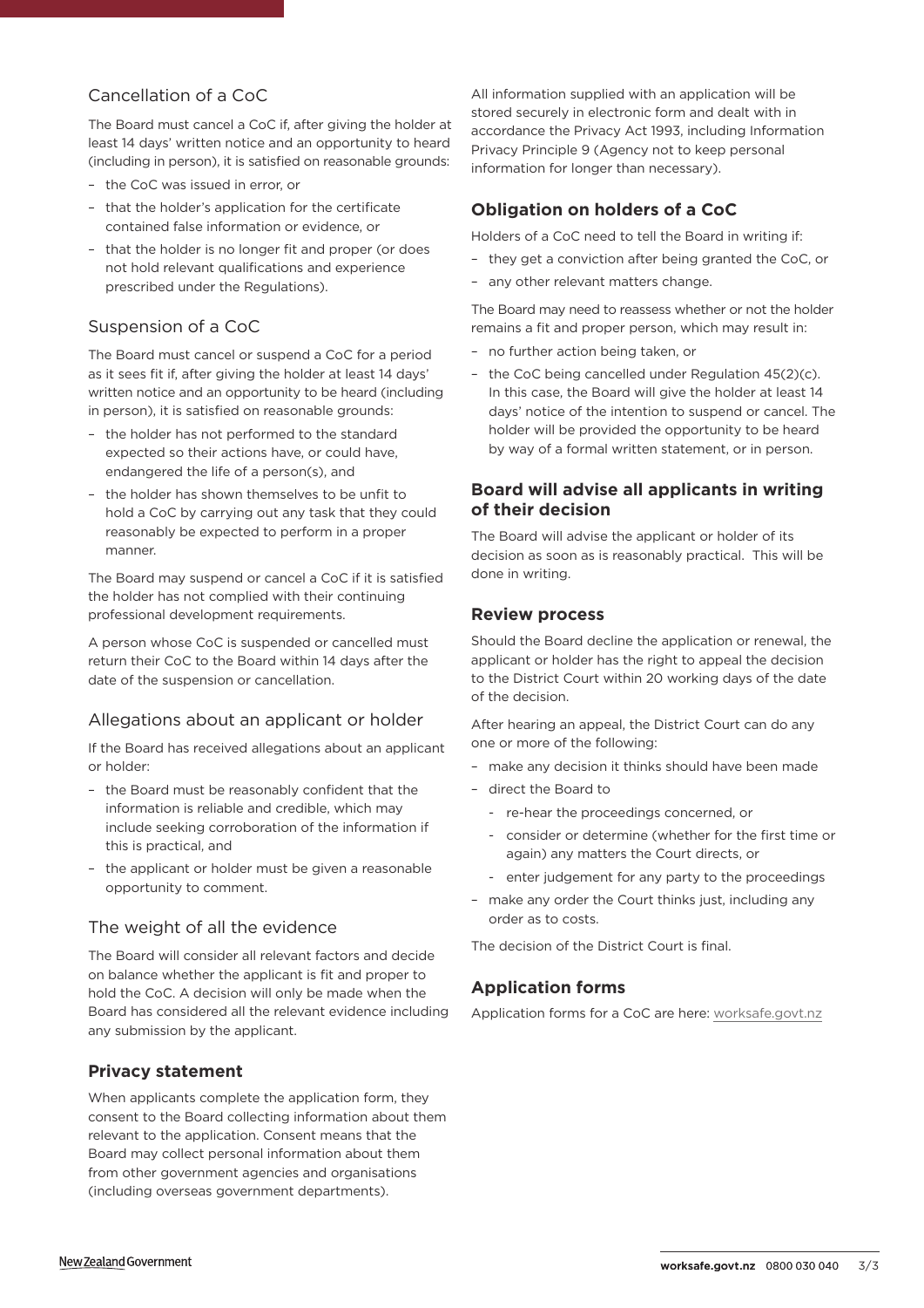## Cancellation of a CoC

The Board must cancel a CoC if, after giving the holder at least 14 days' written notice and an opportunity to heard (including in person), it is satisfied on reasonable grounds:

- the CoC was issued in error, or
- that the holder's application for the certificate contained false information or evidence, or
- that the holder is no longer fit and proper (or does not hold relevant qualifications and experience prescribed under the Regulations).

## Suspension of a CoC

The Board must cancel or suspend a CoC for a period as it sees fit if, after giving the holder at least 14 days' written notice and an opportunity to be heard (including in person), it is satisfied on reasonable grounds:

- the holder has not performed to the standard expected so their actions have, or could have, endangered the life of a person(s), and
- the holder has shown themselves to be unfit to hold a CoC by carrying out any task that they could reasonably be expected to perform in a proper manner.

The Board may suspend or cancel a CoC if it is satisfied the holder has not complied with their continuing professional development requirements.

A person whose CoC is suspended or cancelled must return their CoC to the Board within 14 days after the date of the suspension or cancellation.

## Allegations about an applicant or holder

If the Board has received allegations about an applicant or holder:

- the Board must be reasonably confident that the information is reliable and credible, which may include seeking corroboration of the information if this is practical, and
- the applicant or holder must be given a reasonable opportunity to comment.

## The weight of all the evidence

The Board will consider all relevant factors and decide on balance whether the applicant is fit and proper to hold the CoC. A decision will only be made when the Board has considered all the relevant evidence including any submission by the applicant.

## **Privacy statement**

When applicants complete the application form, they consent to the Board collecting information about them relevant to the application. Consent means that the Board may collect personal information about them from other government agencies and organisations (including overseas government departments).

All information supplied with an application will be stored securely in electronic form and dealt with in accordance the Privacy Act 1993, including Information Privacy Principle 9 (Agency not to keep personal information for longer than necessary).

## **Obligation on holders of a CoC**

Holders of a CoC need to tell the Board in writing if:

- they get a conviction after being granted the CoC, or
- any other relevant matters change.

The Board may need to reassess whether or not the holder remains a fit and proper person, which may result in:

- no further action being taken, or
- the CoC being cancelled under Regulation 45(2)(c). In this case, the Board will give the holder at least 14 days' notice of the intention to suspend or cancel. The holder will be provided the opportunity to be heard by way of a formal written statement, or in person.

## **Board will advise all applicants in writing of their decision**

The Board will advise the applicant or holder of its decision as soon as is reasonably practical. This will be done in writing.

## **Review process**

Should the Board decline the application or renewal, the applicant or holder has the right to appeal the decision to the District Court within 20 working days of the date of the decision.

After hearing an appeal, the District Court can do any one or more of the following:

- make any decision it thinks should have been made
- direct the Board to
  - re-hear the proceedings concerned, or
  - consider or determine (whether for the first time or again) any matters the Court directs, or
  - enter judgement for any party to the proceedings
- make any order the Court thinks just, including any order as to costs.

The decision of the District Court is final.

## **Application forms**

Application forms for a CoC are here: worksafe.govt.nz